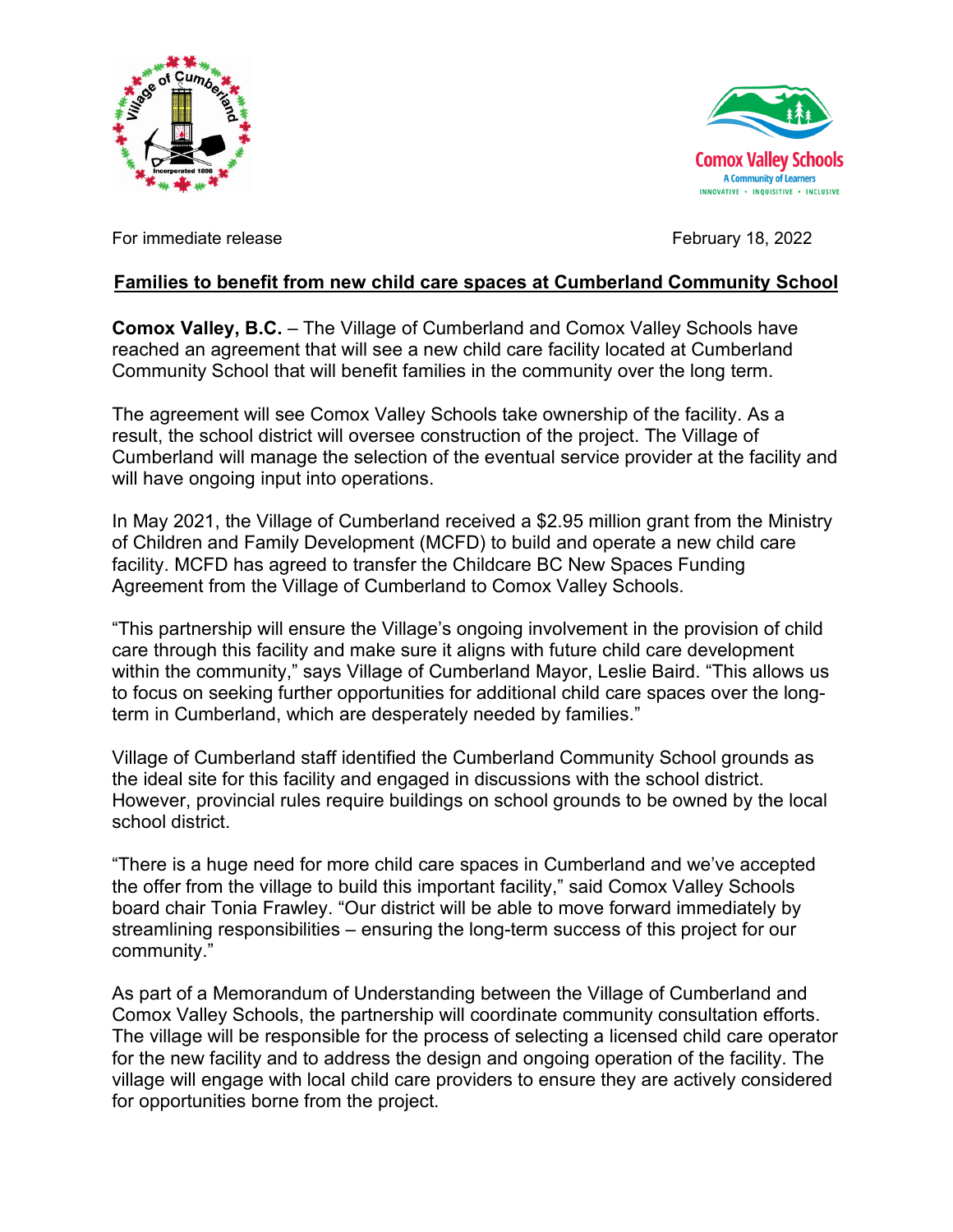For immediate release February 18, 2022

## Families to benefit from new child care spaces at Cumberland Community School

**Comox Valley, B.C.** – The Village of Cumberland and Comox Valley Schools have reached an agreement that will see a new child care facility located at Cumberland Community School that will benefit families in the community over the long term.

The agreement will see Comox Valley Schools take ownership of the facility. As a result, the school district will oversee construction of the project. The Village of Cumberland will manage the selection of the eventual service provider at the facility and will have ongoing input into operations.

In May 2021, the Village of Cumberland received a $2.95 million grant from the Ministry of Children and Family Development (MCFD) to build and operate a new child care facility. MCFD has agreed to transfer the Childcare BC New Spaces Funding Agreement from the Village of Cumberland to Comox Valley Schools.

"This partnership will ensure the Village's ongoing involvement in the provision of child care through this facility and make sure it aligns with future child care development within the community," says Village of Cumberland Mayor, Leslie Baird. "This allows us to focus on seeking further opportunities for additional child care spaces over the long-term in Cumberland, which are desperately needed by families."

Village of Cumberland staff identified the Cumberland Community School grounds as the ideal site for this facility and engaged in discussions with the school district. However, provincial rules require buildings on school grounds to be owned by the local school district.

"There is a huge need for more child care spaces in Cumberland and we've accepted the offer from the village to build this important facility," said Comox Valley Schools board chair Tonia Frawley. "Our district will be able to move forward immediately by streamlining responsibilities – ensuring the long-term success of this project for our community."

As part of a Memorandum of Understanding between the Village of Cumberland and Comox Valley Schools, the partnership will coordinate community consultation efforts. The village will be responsible for the process of selecting a licensed child care operator for the new facility and to address the design and ongoing operation of the facility. The village will engage with local child care providers to ensure they are actively considered for opportunities borne from the project.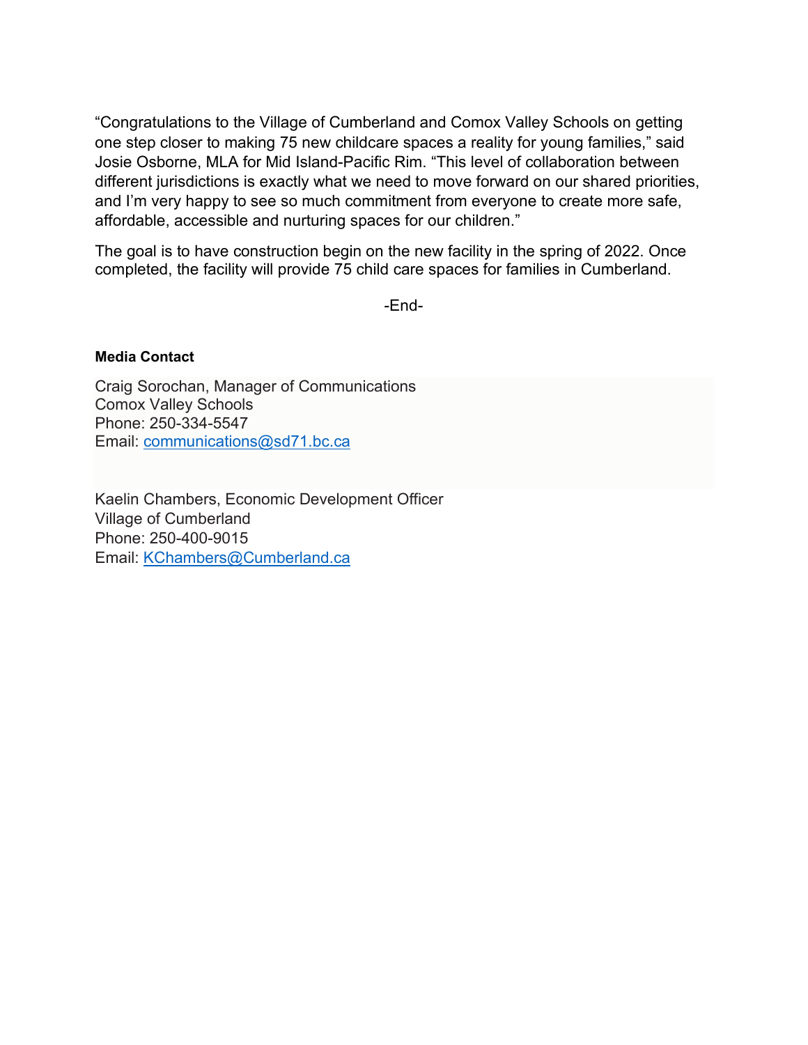"Congratulations to the Village of Cumberland and Comox Valley Schools on getting one step closer to making 75 new childcare spaces a reality for young families," said Josie Osborne, MLA for Mid Island-Pacific Rim. "This level of collaboration between different jurisdictions is exactly what we need to move forward on our shared priorities, and I'm very happy to see so much commitment from everyone to create more safe, affordable, accessible and nurturing spaces for our children."

The goal is to have construction begin on the new facility in the spring of 2022. Once completed, the facility will provide 75 child care spaces for families in Cumberland.

-End-

**Media Contact**

Craig Sorochan, Manager of Communications
Comox Valley Schools
Phone: 250-334-5547
Email: communications@sd71.bc.ca

Kaelin Chambers, Economic Development Officer
Village of Cumberland
Phone: 250-400-9015
Email: KChambers@Cumberland.ca